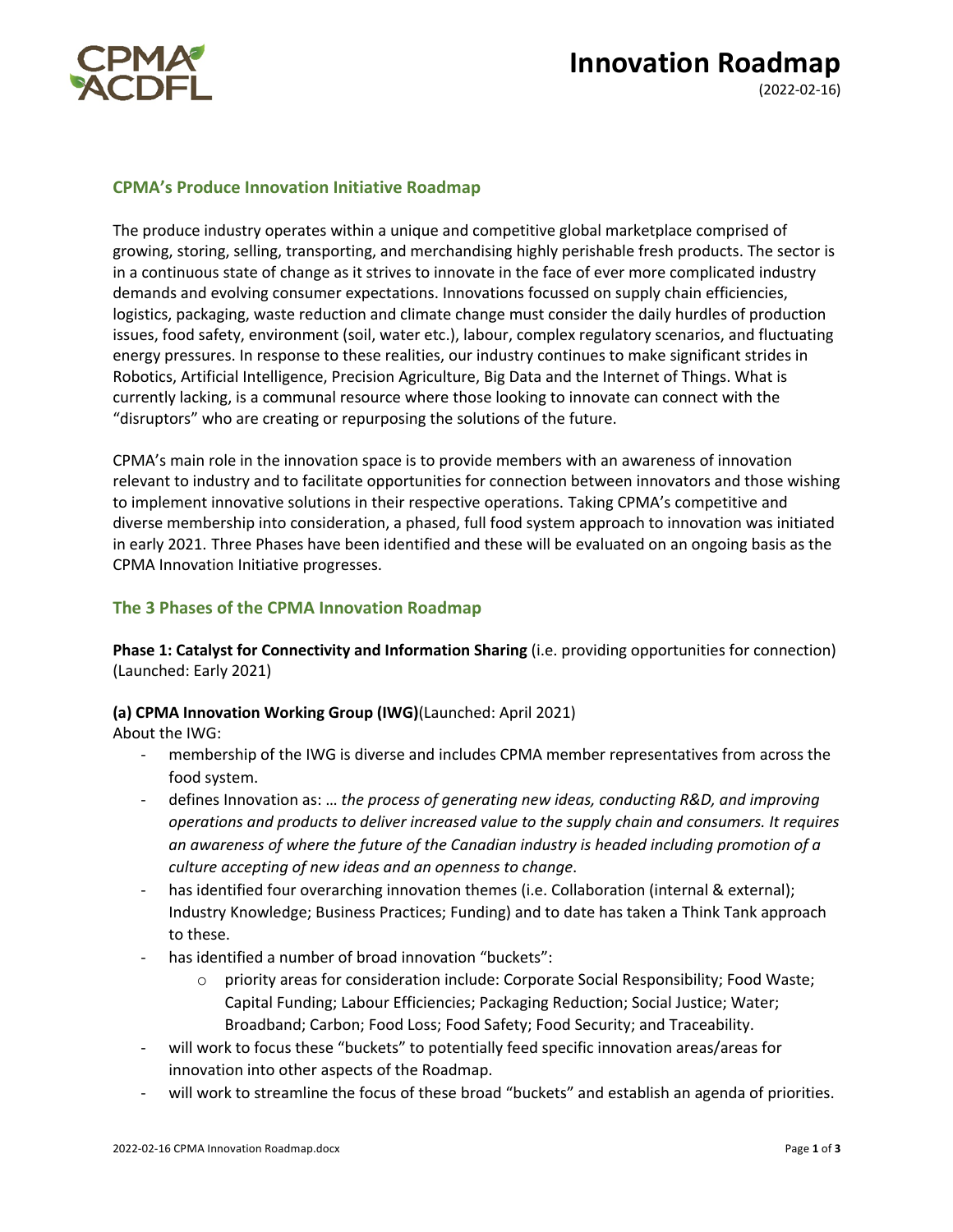# Innovation Roadmap

(2022-02-16)

## CPMA's Produce Innovation Initiative Roadmap

The produce industry operates within a unique and competitive global marketplace comprised of growing, storing, selling, transporting, and merchandising highly perishable fresh products. The sector is in a continuous state of change as it strives to innovate in the face of ever more complicated industry demands and evolving consumer expectations. Innovations focussed on supply chain efficiencies, logistics, packaging, waste reduction and climate change must consider the daily hurdles of production issues, food safety, environment (soil, water etc.), labour, complex regulatory scenarios, and fluctuating energy pressures. In response to these realities, our industry continues to make significant strides in Robotics, Artificial Intelligence, Precision Agriculture, Big Data and the Internet of Things. What is currently lacking, is a communal resource where those looking to innovate can connect with the "disruptors" who are creating or repurposing the solutions of the future.

CPMA's main role in the innovation space is to provide members with an awareness of innovation relevant to industry and to facilitate opportunities for connection between innovators and those wishing to implement innovative solutions in their respective operations. Taking CPMA's competitive and diverse membership into consideration, a phased, full food system approach to innovation was initiated in early 2021. Three Phases have been identified and these will be evaluated on an ongoing basis as the CPMA Innovation Initiative progresses.

## The 3 Phases of the CPMA Innovation Roadmap

**Phase 1: Catalyst for Connectivity and Information Sharing** (i.e. providing opportunities for connection) (Launched: Early 2021)

**(a) CPMA Innovation Working Group (IWG)**(Launched: April 2021)

About the IWG:

- membership of the IWG is diverse and includes CPMA member representatives from across the food system.
- defines Innovation as: … *the process of generating new ideas, conducting R&D, and improving operations and products to deliver increased value to the supply chain and consumers. It requires an awareness of where the future of the Canadian industry is headed including promotion of a culture accepting of new ideas and an openness to change*.
- has identified four overarching innovation themes (i.e. Collaboration (internal & external); Industry Knowledge; Business Practices; Funding) and to date has taken a Think Tank approach to these.
- has identified a number of broad innovation "buckets":
    - priority areas for consideration include: Corporate Social Responsibility; Food Waste; Capital Funding; Labour Efficiencies; Packaging Reduction; Social Justice; Water; Broadband; Carbon; Food Loss; Food Safety; Food Security; and Traceability.
- will work to focus these "buckets" to potentially feed specific innovation areas/areas for innovation into other aspects of the Roadmap.
- will work to streamline the focus of these broad "buckets" and establish an agenda of priorities.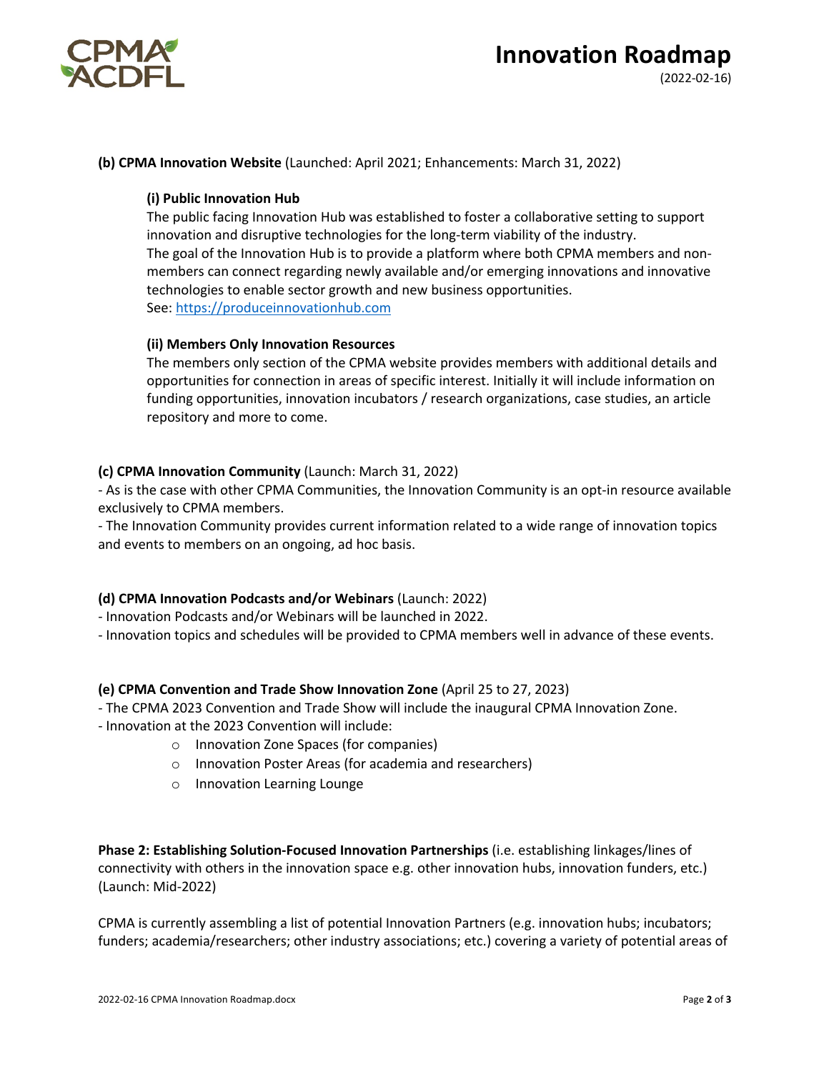**(b) CPMA Innovation Website** (Launched: April 2021; Enhancements: March 31, 2022)

**(i) Public Innovation Hub**

The public facing Innovation Hub was established to foster a collaborative setting to support innovation and disruptive technologies for the long-term viability of the industry.

The goal of the Innovation Hub is to provide a platform where both CPMA members and non-members can connect regarding newly available and/or emerging innovations and innovative technologies to enable sector growth and new business opportunities.

See: [https://produceinnovationhub.com](https://produceinnovationhub.com)

**(ii) Members Only Innovation Resources**

The members only section of the CPMA website provides members with additional details and opportunities for connection in areas of specific interest. Initially it will include information on funding opportunities, innovation incubators / research organizations, case studies, an article repository and more to come.

**(c) CPMA Innovation Community** (Launch: March 31, 2022)

- As is the case with other CPMA Communities, the Innovation Community is an opt-in resource available exclusively to CPMA members.
- The Innovation Community provides current information related to a wide range of innovation topics and events to members on an ongoing, ad hoc basis.

**(d) CPMA Innovation Podcasts and/or Webinars** (Launch: 2022)

- Innovation Podcasts and/or Webinars will be launched in 2022.
- Innovation topics and schedules will be provided to CPMA members well in advance of these events.

**(e) CPMA Convention and Trade Show Innovation Zone** (April 25 to 27, 2023)

- The CPMA 2023 Convention and Trade Show will include the inaugural CPMA Innovation Zone.
- Innovation at the 2023 Convention will include:
    - Innovation Zone Spaces (for companies)
    - Innovation Poster Areas (for academia and researchers)
    - Innovation Learning Lounge

**Phase 2: Establishing Solution-Focused Innovation Partnerships** (i.e. establishing linkages/lines of connectivity with others in the innovation space e.g. other innovation hubs, innovation funders, etc.) (Launch: Mid-2022)

CPMA is currently assembling a list of potential Innovation Partners (e.g. innovation hubs; incubators; funders; academia/researchers; other industry associations; etc.) covering a variety of potential areas of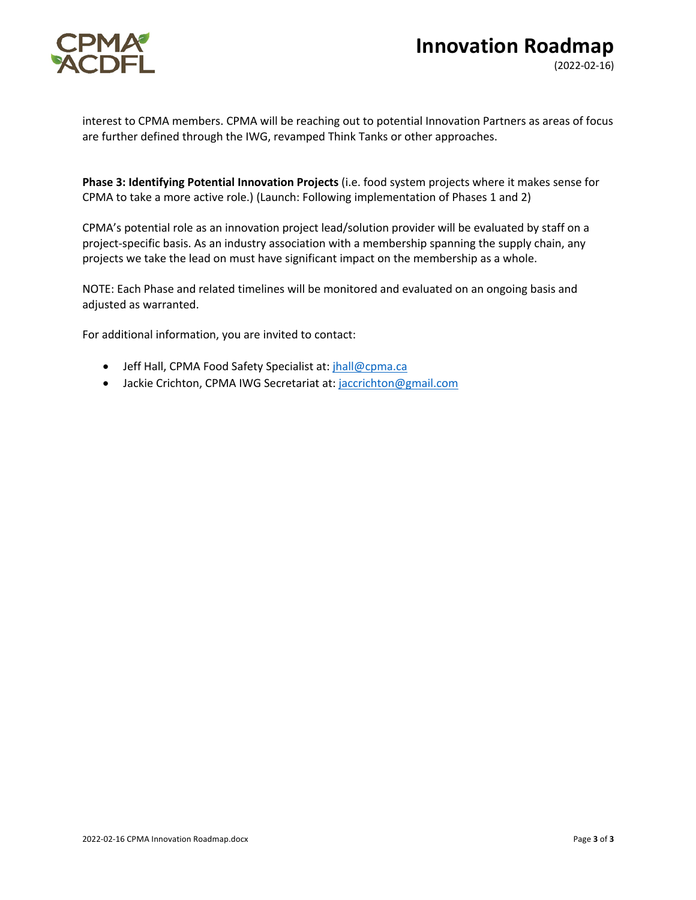interest to CPMA members. CPMA will be reaching out to potential Innovation Partners as areas of focus are further defined through the IWG, revamped Think Tanks or other approaches.

**Phase 3: Identifying Potential Innovation Projects** (i.e. food system projects where it makes sense for CPMA to take a more active role.) (Launch: Following implementation of Phases 1 and 2)

CPMA's potential role as an innovation project lead/solution provider will be evaluated by staff on a project-specific basis. As an industry association with a membership spanning the supply chain, any projects we take the lead on must have significant impact on the membership as a whole.

NOTE: Each Phase and related timelines will be monitored and evaluated on an ongoing basis and adjusted as warranted.

For additional information, you are invited to contact:

- Jeff Hall, CPMA Food Safety Specialist at: jhall@cpma.ca
- Jackie Crichton, CPMA IWG Secretariat at: jaccrichton@gmail.com